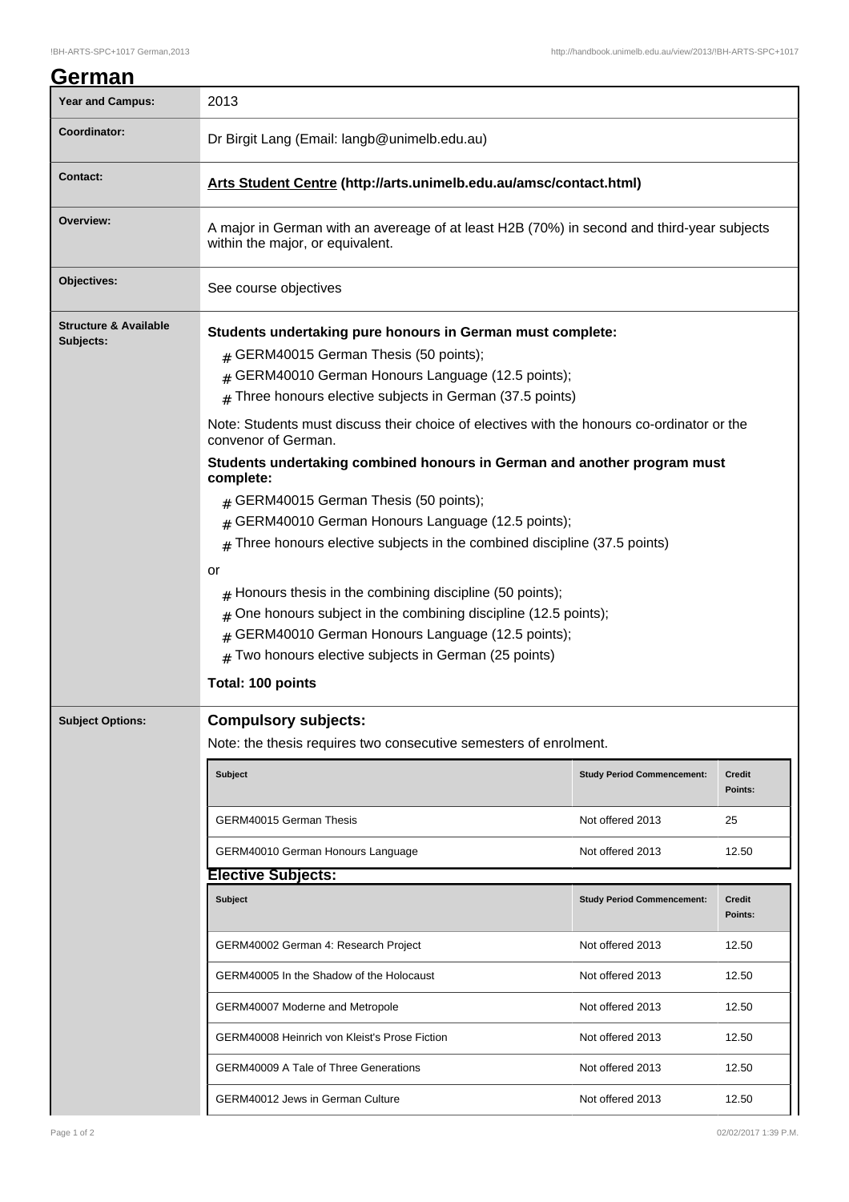# German

| | |
|---|---|
| **Year and Campus:** | 2013 |
| **Coordinator:** | Dr Birgit Lang (Email: langb@unimelb.edu.au) |
| **Contact:** | **Arts Student Centre (http://arts.unimelb.edu.au/amsc/contact.html)** |
| **Overview:** | A major in German with an avereage of at least H2B (70%) in second and third-year subjects within the major, or equivalent. |
| **Objectives:** | See course objectives |

**Structure & Available Subjects:**

**Students undertaking pure honours in German must complete:**

- GERM40015 German Thesis (50 points);
- GERM40010 German Honours Language (12.5 points);
- Three honours elective subjects in German (37.5 points)

Note: Students must discuss their choice of electives with the honours co-ordinator or the convenor of German.

**Students undertaking combined honours in German and another program must complete:**

- GERM40015 German Thesis (50 points);
- GERM40010 German Honours Language (12.5 points);
- Three honours elective subjects in the combined discipline (37.5 points)

or

- Honours thesis in the combining discipline (50 points);
- One honours subject in the combining discipline (12.5 points);
- GERM40010 German Honours Language (12.5 points);
- Two honours elective subjects in German (25 points)

**Total: 100 points**

**Subject Options:**

## Compulsory subjects:

Note: the thesis requires two consecutive semesters of enrolment.

| Subject | Study Period Commencement: | Credit Points: |
|---|---|---|
| GERM40015 German Thesis | Not offered 2013 | 25 |
| GERM40010 German Honours Language | Not offered 2013 | 12.50 |

## Elective Subjects:

| Subject | Study Period Commencement: | Credit Points: |
|---|---|---|
| GERM40002 German 4: Research Project | Not offered 2013 | 12.50 |
| GERM40005 In the Shadow of the Holocaust | Not offered 2013 | 12.50 |
| GERM40007 Moderne and Metropole | Not offered 2013 | 12.50 |
| GERM40008 Heinrich von Kleist's Prose Fiction | Not offered 2013 | 12.50 |
| GERM40009 A Tale of Three Generations | Not offered 2013 | 12.50 |
| GERM40012 Jews in German Culture | Not offered 2013 | 12.50 |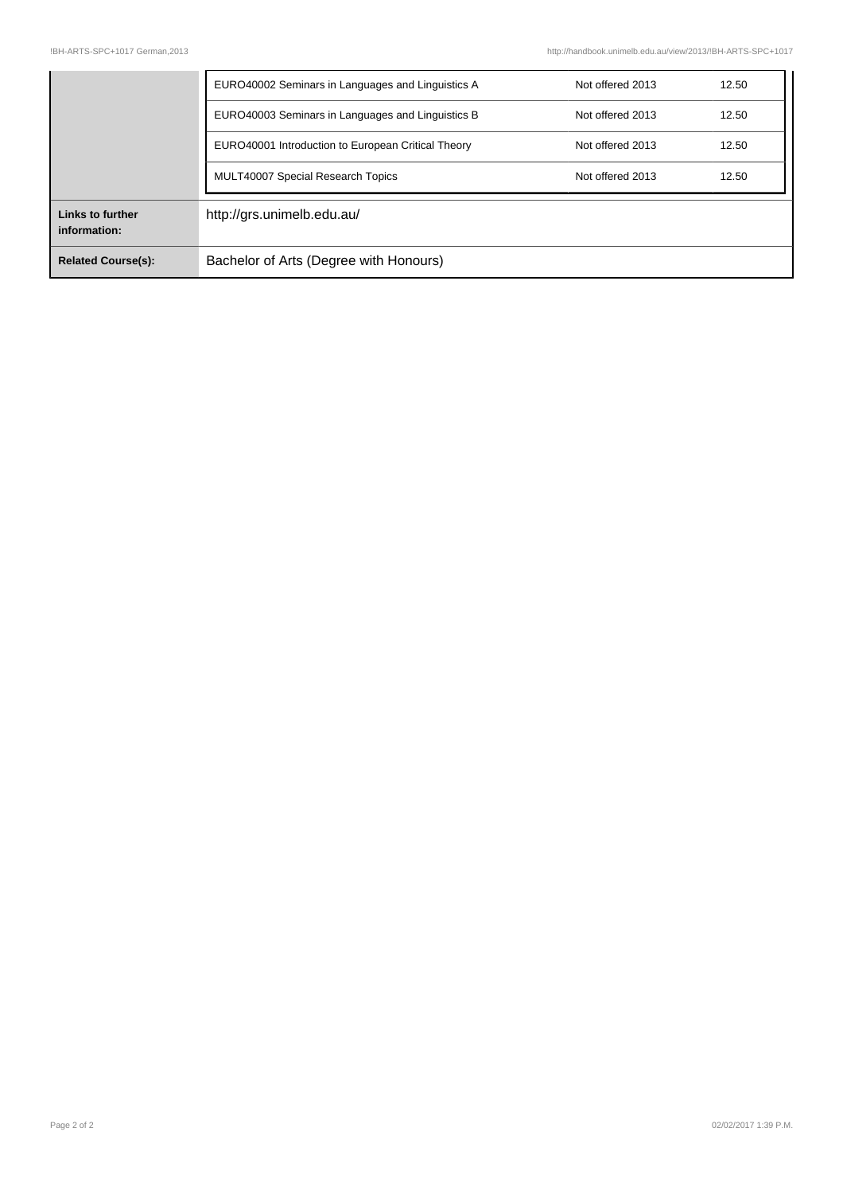| | | | |
|---|---|---|---|
| | EURO40002 Seminars in Languages and Linguistics A | Not offered 2013 | 12.50 |
| | EURO40003 Seminars in Languages and Linguistics B | Not offered 2013 | 12.50 |
| | EURO40001 Introduction to European Critical Theory | Not offered 2013 | 12.50 |
| | MULT40007 Special Research Topics | Not offered 2013 | 12.50 |
| **Links to further information:** | http://grs.unimelb.edu.au/ | | |
| **Related Course(s):** | Bachelor of Arts (Degree with Honours) | | |